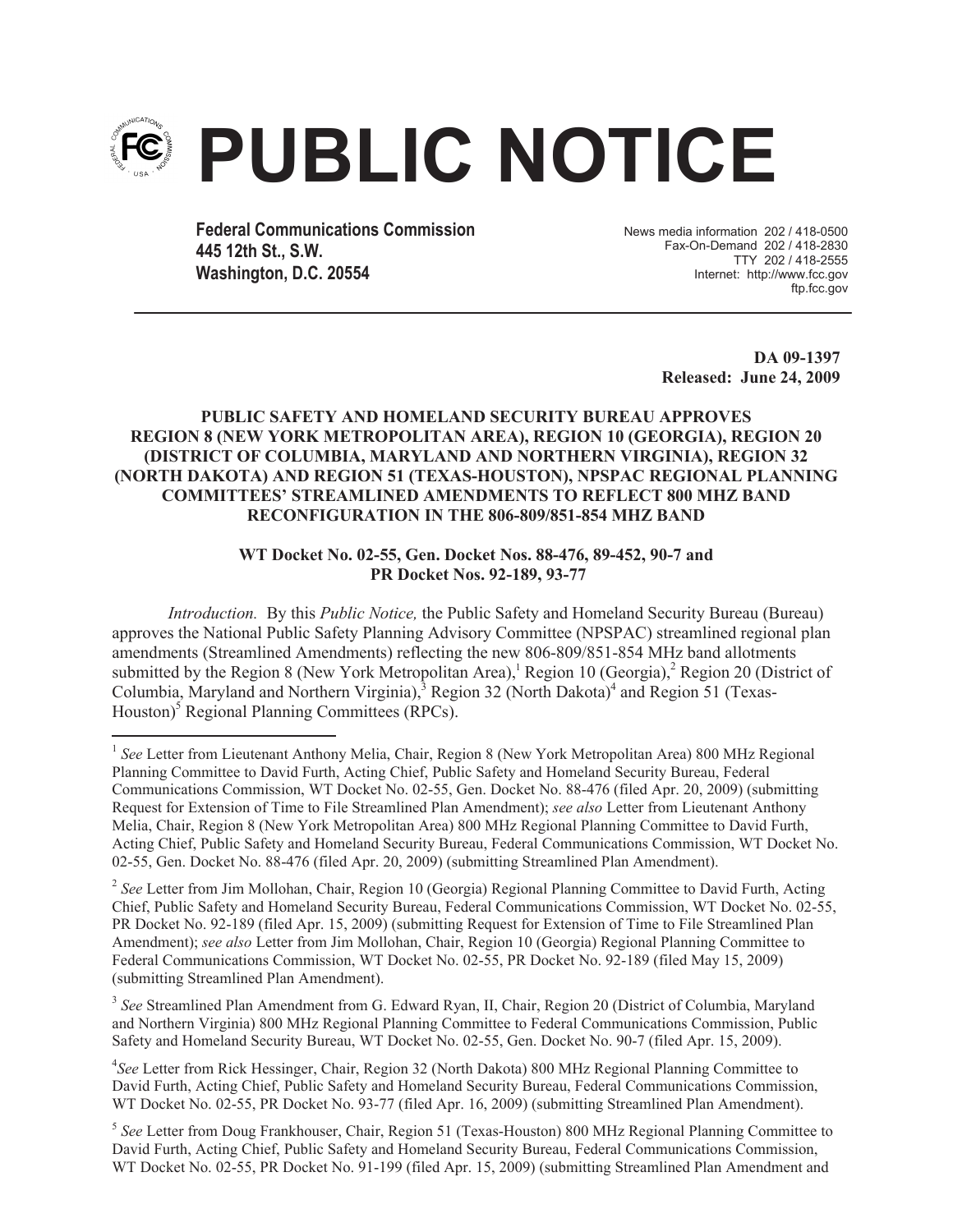# PUBLIC NOTICE

**Federal Communications Commission**
**445 12th St., S.W.**
**Washington, D.C. 20554**

News media information 202 / 418-0500
Fax-On-Demand 202 / 418-2830
TTY 202 / 418-2555
Internet: http://www.fcc.gov
ftp.fcc.gov

**DA 09-1397**
**Released: June 24, 2009**

**PUBLIC SAFETY AND HOMELAND SECURITY BUREAU APPROVES REGION 8 (NEW YORK METROPOLITAN AREA), REGION 10 (GEORGIA), REGION 20 (DISTRICT OF COLUMBIA, MARYLAND AND NORTHERN VIRGINIA), REGION 32 (NORTH DAKOTA) AND REGION 51 (TEXAS-HOUSTON), NPSPAC REGIONAL PLANNING COMMITTEES' STREAMLINED AMENDMENTS TO REFLECT 800 MHZ BAND RECONFIGURATION IN THE 806-809/851-854 MHZ BAND**

**WT Docket No. 02-55, Gen. Docket Nos. 88-476, 89-452, 90-7 and PR Docket Nos. 92-189, 93-77**

*Introduction.* By this *Public Notice,* the Public Safety and Homeland Security Bureau (Bureau) approves the National Public Safety Planning Advisory Committee (NPSPAC) streamlined regional plan amendments (Streamlined Amendments) reflecting the new 806-809/851-854 MHz band allotments submitted by the Region 8 (New York Metropolitan Area),[1] Region 10 (Georgia),[2] Region 20 (District of Columbia, Maryland and Northern Virginia),[3] Region 32 (North Dakota)[4] and Region 51 (Texas-Houston)[5] Regional Planning Committees (RPCs).

---

[1] *See* Letter from Lieutenant Anthony Melia, Chair, Region 8 (New York Metropolitan Area) 800 MHz Regional Planning Committee to David Furth, Acting Chief, Public Safety and Homeland Security Bureau, Federal Communications Commission, WT Docket No. 02-55, Gen. Docket No. 88-476 (filed Apr. 20, 2009) (submitting Request for Extension of Time to File Streamlined Plan Amendment); *see also* Letter from Lieutenant Anthony Melia, Chair, Region 8 (New York Metropolitan Area) 800 MHz Regional Planning Committee to David Furth, Acting Chief, Public Safety and Homeland Security Bureau, Federal Communications Commission, WT Docket No. 02-55, Gen. Docket No. 88-476 (filed Apr. 20, 2009) (submitting Streamlined Plan Amendment).

[2] *See* Letter from Jim Mollohan, Chair, Region 10 (Georgia) Regional Planning Committee to David Furth, Acting Chief, Public Safety and Homeland Security Bureau, Federal Communications Commission, WT Docket No. 02-55, PR Docket No. 92-189 (filed Apr. 15, 2009) (submitting Request for Extension of Time to File Streamlined Plan Amendment); *see also* Letter from Jim Mollohan, Chair, Region 10 (Georgia) Regional Planning Committee to Federal Communications Commission, WT Docket No. 02-55, PR Docket No. 92-189 (filed May 15, 2009) (submitting Streamlined Plan Amendment).

[3] *See* Streamlined Plan Amendment from G. Edward Ryan, II, Chair, Region 20 (District of Columbia, Maryland and Northern Virginia) 800 MHz Regional Planning Committee to Federal Communications Commission, Public Safety and Homeland Security Bureau, WT Docket No. 02-55, Gen. Docket No. 90-7 (filed Apr. 15, 2009).

[4] *See* Letter from Rick Hessinger, Chair, Region 32 (North Dakota) 800 MHz Regional Planning Committee to David Furth, Acting Chief, Public Safety and Homeland Security Bureau, Federal Communications Commission, WT Docket No. 02-55, PR Docket No. 93-77 (filed Apr. 16, 2009) (submitting Streamlined Plan Amendment).

[5] *See* Letter from Doug Frankhouser, Chair, Region 51 (Texas-Houston) 800 MHz Regional Planning Committee to David Furth, Acting Chief, Public Safety and Homeland Security Bureau, Federal Communications Commission, WT Docket No. 02-55, PR Docket No. 91-199 (filed Apr. 15, 2009) (submitting Streamlined Plan Amendment and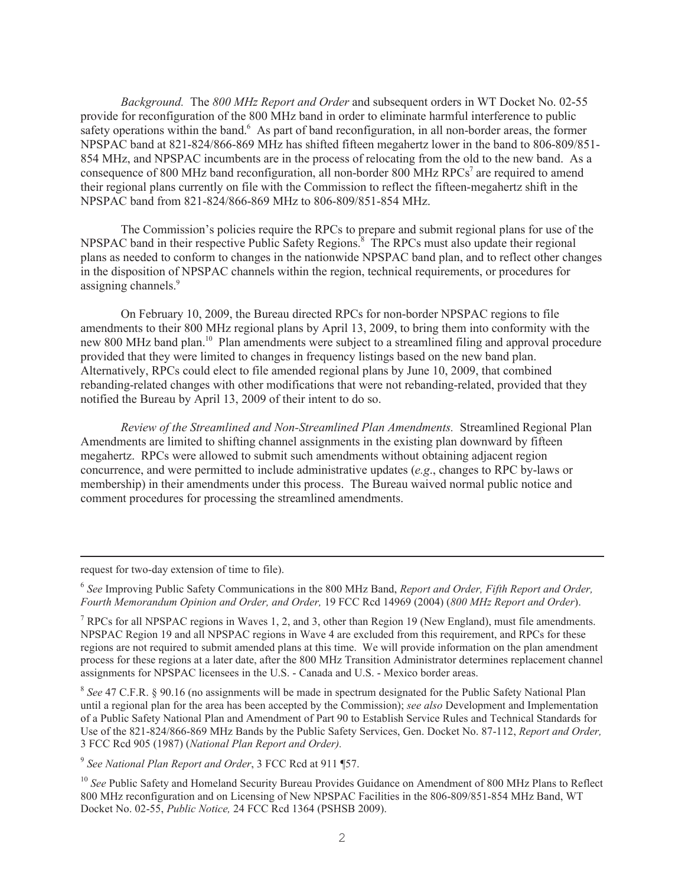*Background.* The *800 MHz Report and Order* and subsequent orders in WT Docket No. 02-55 provide for reconfiguration of the 800 MHz band in order to eliminate harmful interference to public safety operations within the band.[6] As part of band reconfiguration, in all non-border areas, the former NPSPAC band at 821-824/866-869 MHz has shifted fifteen megahertz lower in the band to 806-809/851-854 MHz, and NPSPAC incumbents are in the process of relocating from the old to the new band. As a consequence of 800 MHz band reconfiguration, all non-border 800 MHz RPCs[7] are required to amend their regional plans currently on file with the Commission to reflect the fifteen-megahertz shift in the NPSPAC band from 821-824/866-869 MHz to 806-809/851-854 MHz.

The Commission's policies require the RPCs to prepare and submit regional plans for use of the NPSPAC band in their respective Public Safety Regions.[8] The RPCs must also update their regional plans as needed to conform to changes in the nationwide NPSPAC band plan, and to reflect other changes in the disposition of NPSPAC channels within the region, technical requirements, or procedures for assigning channels.[9]

On February 10, 2009, the Bureau directed RPCs for non-border NPSPAC regions to file amendments to their 800 MHz regional plans by April 13, 2009, to bring them into conformity with the new 800 MHz band plan.[10] Plan amendments were subject to a streamlined filing and approval procedure provided that they were limited to changes in frequency listings based on the new band plan. Alternatively, RPCs could elect to file amended regional plans by June 10, 2009, that combined rebanding-related changes with other modifications that were not rebanding-related, provided that they notified the Bureau by April 13, 2009 of their intent to do so.

*Review of the Streamlined and Non-Streamlined Plan Amendments.* Streamlined Regional Plan Amendments are limited to shifting channel assignments in the existing plan downward by fifteen megahertz. RPCs were allowed to submit such amendments without obtaining adjacent region concurrence, and were permitted to include administrative updates (*e.g*., changes to RPC by-laws or membership) in their amendments under this process. The Bureau waived normal public notice and comment procedures for processing the streamlined amendments.

---

request for two-day extension of time to file).

[6] *See* Improving Public Safety Communications in the 800 MHz Band, *Report and Order, Fifth Report and Order, Fourth Memorandum Opinion and Order, and Order,* 19 FCC Rcd 14969 (2004) (*800 MHz Report and Order*).

[7] RPCs for all NPSPAC regions in Waves 1, 2, and 3, other than Region 19 (New England), must file amendments. NPSPAC Region 19 and all NPSPAC regions in Wave 4 are excluded from this requirement, and RPCs for these regions are not required to submit amended plans at this time. We will provide information on the plan amendment process for these regions at a later date, after the 800 MHz Transition Administrator determines replacement channel assignments for NPSPAC licensees in the U.S. - Canada and U.S. - Mexico border areas.

[8] *See* 47 C.F.R. § 90.16 (no assignments will be made in spectrum designated for the Public Safety National Plan until a regional plan for the area has been accepted by the Commission); *see also* Development and Implementation of a Public Safety National Plan and Amendment of Part 90 to Establish Service Rules and Technical Standards for Use of the 821-824/866-869 MHz Bands by the Public Safety Services, Gen. Docket No. 87-112, *Report and Order,* 3 FCC Rcd 905 (1987) (*National Plan Report and Order).*

[9] *See National Plan Report and Order*, 3 FCC Rcd at 911 ¶57.

[10] *See* Public Safety and Homeland Security Bureau Provides Guidance on Amendment of 800 MHz Plans to Reflect 800 MHz reconfiguration and on Licensing of New NPSPAC Facilities in the 806-809/851-854 MHz Band, WT Docket No. 02-55, *Public Notice,* 24 FCC Rcd 1364 (PSHSB 2009).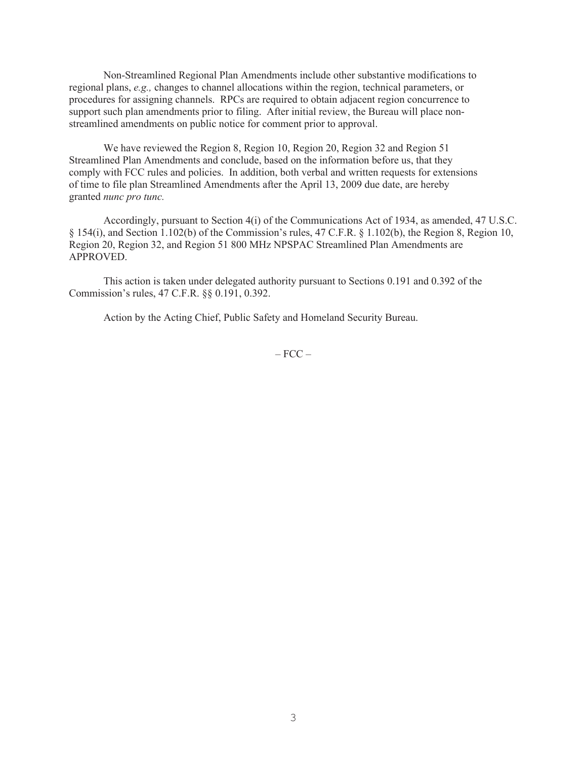Non-Streamlined Regional Plan Amendments include other substantive modifications to regional plans, *e.g.,* changes to channel allocations within the region, technical parameters, or procedures for assigning channels. RPCs are required to obtain adjacent region concurrence to support such plan amendments prior to filing. After initial review, the Bureau will place non-streamlined amendments on public notice for comment prior to approval.

We have reviewed the Region 8, Region 10, Region 20, Region 32 and Region 51 Streamlined Plan Amendments and conclude, based on the information before us, that they comply with FCC rules and policies. In addition, both verbal and written requests for extensions of time to file plan Streamlined Amendments after the April 13, 2009 due date, are hereby granted *nunc pro tunc.*

Accordingly, pursuant to Section 4(i) of the Communications Act of 1934, as amended, 47 U.S.C. § 154(i), and Section 1.102(b) of the Commission's rules, 47 C.F.R. § 1.102(b), the Region 8, Region 10, Region 20, Region 32, and Region 51 800 MHz NPSPAC Streamlined Plan Amendments are APPROVED.

This action is taken under delegated authority pursuant to Sections 0.191 and 0.392 of the Commission's rules, 47 C.F.R. §§ 0.191, 0.392.

Action by the Acting Chief, Public Safety and Homeland Security Bureau.

– FCC –